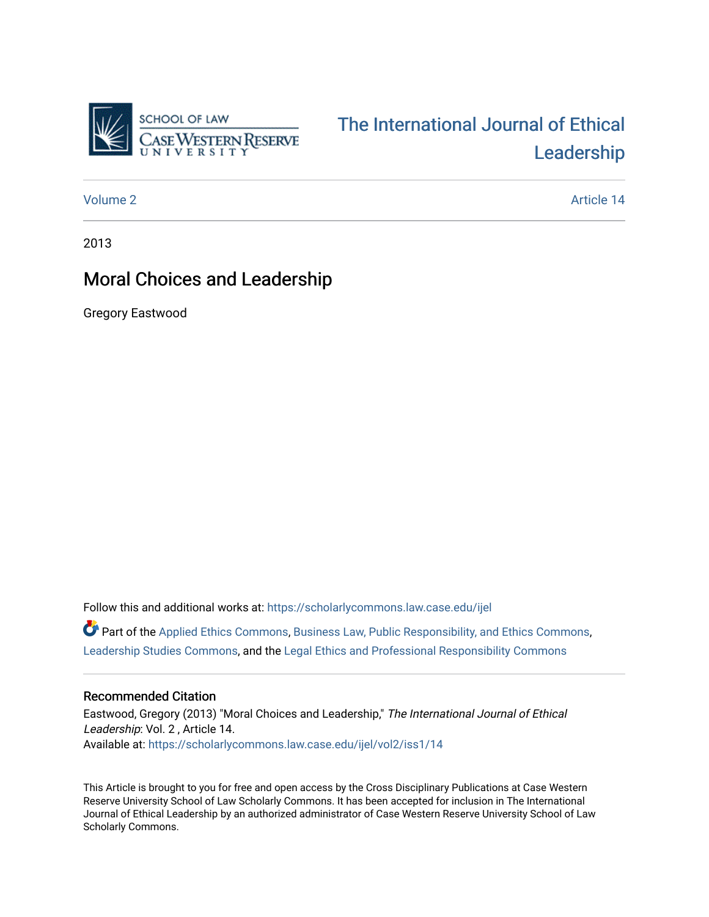SCHOOL OF LAW
CASE WESTERN RESERVE UNIVERSITY

# The International Journal of Ethical Leadership

Volume 2 | Article 14

2013

## Moral Choices and Leadership

Gregory Eastwood

Follow this and additional works at: https://scholarlycommons.law.case.edu/ijel

Part of the Applied Ethics Commons, Business Law, Public Responsibility, and Ethics Commons, Leadership Studies Commons, and the Legal Ethics and Professional Responsibility Commons

### Recommended Citation

Eastwood, Gregory (2013) "Moral Choices and Leadership," *The International Journal of Ethical Leadership*: Vol. 2 , Article 14.
Available at: https://scholarlycommons.law.case.edu/ijel/vol2/iss1/14

This Article is brought to you for free and open access by the Cross Disciplinary Publications at Case Western Reserve University School of Law Scholarly Commons. It has been accepted for inclusion in The International Journal of Ethical Leadership by an authorized administrator of Case Western Reserve University School of Law Scholarly Commons.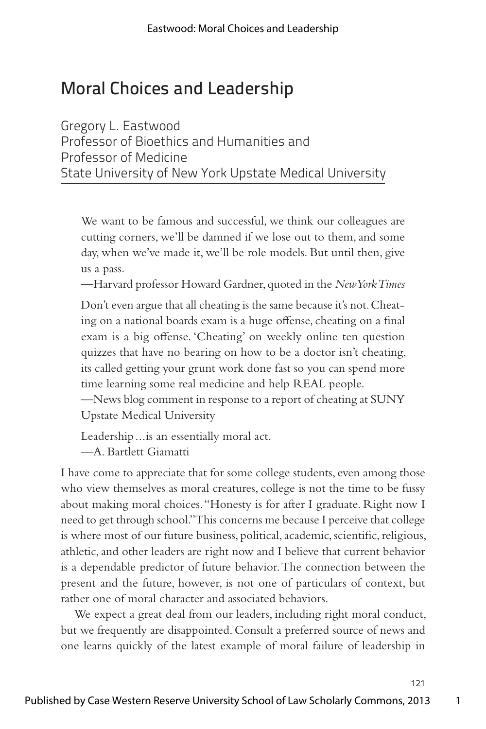# Moral Choices and Leadership

Gregory L. Eastwood
Professor of Bioethics and Humanities and
Professor of Medicine
State University of New York Upstate Medical University

> We want to be famous and successful, we think our colleagues are cutting corners, we'll be damned if we lose out to them, and some day, when we've made it, we'll be role models. But until then, give us a pass.
>
> —Harvard professor Howard Gardner, quoted in the *New York Times*

> Don't even argue that all cheating is the same because it's not. Cheating on a national boards exam is a huge offense, cheating on a final exam is a big offense. 'Cheating' on weekly online ten question quizzes that have no bearing on how to be a doctor isn't cheating, its called getting your grunt work done fast so you can spend more time learning some real medicine and help REAL people.
>
> —News blog comment in response to a report of cheating at SUNY Upstate Medical University

> Leadership ...is an essentially moral act.
>
> —A. Bartlett Giamatti

I have come to appreciate that for some college students, even among those who view themselves as moral creatures, college is not the time to be fussy about making moral choices. "Honesty is for after I graduate. Right now I need to get through school." This concerns me because I perceive that college is where most of our future business, political, academic, scientific, religious, athletic, and other leaders are right now and I believe that current behavior is a dependable predictor of future behavior. The connection between the present and the future, however, is not one of particulars of context, but rather one of moral character and associated behaviors.

We expect a great deal from our leaders, including right moral conduct, but we frequently are disappointed. Consult a preferred source of news and one learns quickly of the latest example of moral failure of leadership in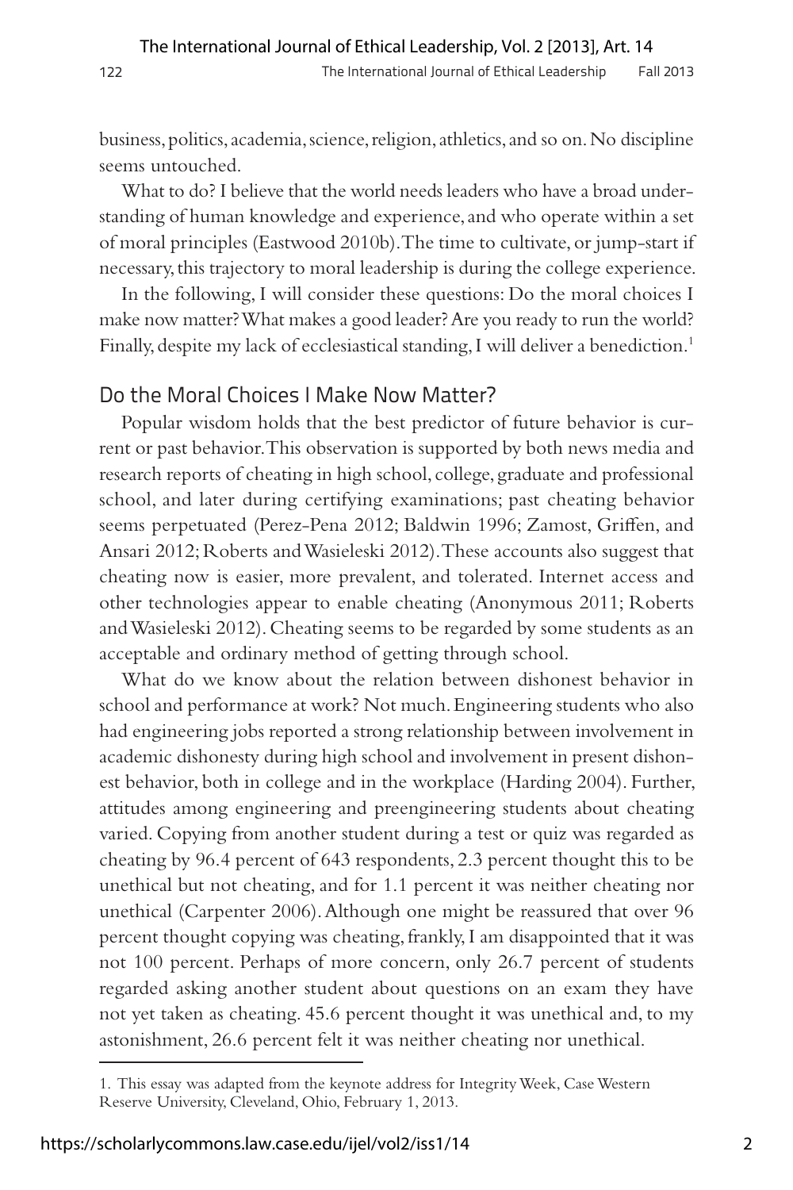business, politics, academia, science, religion, athletics, and so on. No discipline seems untouched.

What to do? I believe that the world needs leaders who have a broad understanding of human knowledge and experience, and who operate within a set of moral principles (Eastwood 2010b). The time to cultivate, or jump-start if necessary, this trajectory to moral leadership is during the college experience.

In the following, I will consider these questions: Do the moral choices I make now matter? What makes a good leader? Are you ready to run the world? Finally, despite my lack of ecclesiastical standing, I will deliver a benediction.[1]

## Do the Moral Choices I Make Now Matter?

Popular wisdom holds that the best predictor of future behavior is current or past behavior. This observation is supported by both news media and research reports of cheating in high school, college, graduate and professional school, and later during certifying examinations; past cheating behavior seems perpetuated (Perez-Pena 2012; Baldwin 1996; Zamost, Griffen, and Ansari 2012; Roberts and Wasieleski 2012). These accounts also suggest that cheating now is easier, more prevalent, and tolerated. Internet access and other technologies appear to enable cheating (Anonymous 2011; Roberts and Wasieleski 2012). Cheating seems to be regarded by some students as an acceptable and ordinary method of getting through school.

What do we know about the relation between dishonest behavior in school and performance at work? Not much. Engineering students who also had engineering jobs reported a strong relationship between involvement in academic dishonesty during high school and involvement in present dishonest behavior, both in college and in the workplace (Harding 2004). Further, attitudes among engineering and preengineering students about cheating varied. Copying from another student during a test or quiz was regarded as cheating by 96.4 percent of 643 respondents, 2.3 percent thought this to be unethical but not cheating, and for 1.1 percent it was neither cheating nor unethical (Carpenter 2006). Although one might be reassured that over 96 percent thought copying was cheating, frankly, I am disappointed that it was not 100 percent. Perhaps of more concern, only 26.7 percent of students regarded asking another student about questions on an exam they have not yet taken as cheating. 45.6 percent thought it was unethical and, to my astonishment, 26.6 percent felt it was neither cheating nor unethical.

1. This essay was adapted from the keynote address for Integrity Week, Case Western Reserve University, Cleveland, Ohio, February 1, 2013.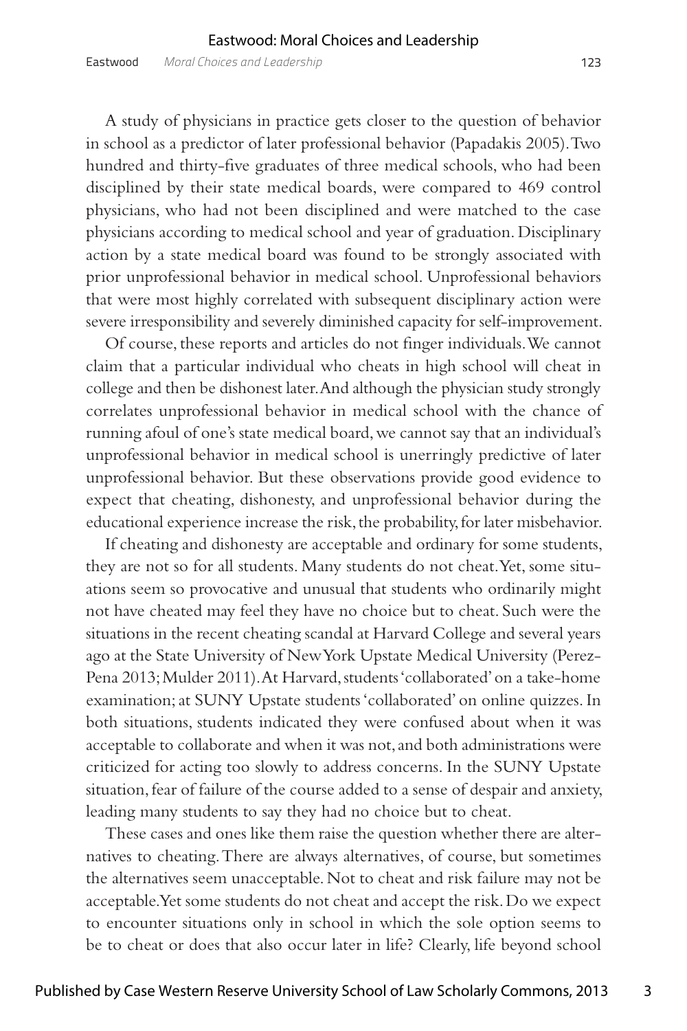A study of physicians in practice gets closer to the question of behavior in school as a predictor of later professional behavior (Papadakis 2005). Two hundred and thirty-five graduates of three medical schools, who had been disciplined by their state medical boards, were compared to 469 control physicians, who had not been disciplined and were matched to the case physicians according to medical school and year of graduation. Disciplinary action by a state medical board was found to be strongly associated with prior unprofessional behavior in medical school. Unprofessional behaviors that were most highly correlated with subsequent disciplinary action were severe irresponsibility and severely diminished capacity for self-improvement.

Of course, these reports and articles do not finger individuals. We cannot claim that a particular individual who cheats in high school will cheat in college and then be dishonest later. And although the physician study strongly correlates unprofessional behavior in medical school with the chance of running afoul of one's state medical board, we cannot say that an individual's unprofessional behavior in medical school is unerringly predictive of later unprofessional behavior. But these observations provide good evidence to expect that cheating, dishonesty, and unprofessional behavior during the educational experience increase the risk, the probability, for later misbehavior.

If cheating and dishonesty are acceptable and ordinary for some students, they are not so for all students. Many students do not cheat. Yet, some situations seem so provocative and unusual that students who ordinarily might not have cheated may feel they have no choice but to cheat. Such were the situations in the recent cheating scandal at Harvard College and several years ago at the State University of New York Upstate Medical University (Perez-Pena 2013; Mulder 2011). At Harvard, students 'collaborated' on a take-home examination; at SUNY Upstate students 'collaborated' on online quizzes. In both situations, students indicated they were confused about when it was acceptable to collaborate and when it was not, and both administrations were criticized for acting too slowly to address concerns. In the SUNY Upstate situation, fear of failure of the course added to a sense of despair and anxiety, leading many students to say they had no choice but to cheat.

These cases and ones like them raise the question whether there are alternatives to cheating. There are always alternatives, of course, but sometimes the alternatives seem unacceptable. Not to cheat and risk failure may not be acceptable. Yet some students do not cheat and accept the risk. Do we expect to encounter situations only in school in which the sole option seems to be to cheat or does that also occur later in life? Clearly, life beyond school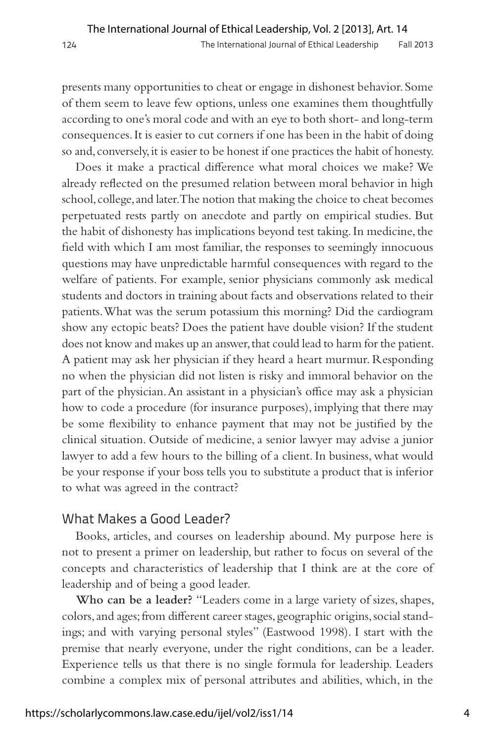presents many opportunities to cheat or engage in dishonest behavior. Some of them seem to leave few options, unless one examines them thoughtfully according to one's moral code and with an eye to both short- and long-term consequences. It is easier to cut corners if one has been in the habit of doing so and, conversely, it is easier to be honest if one practices the habit of honesty.

Does it make a practical difference what moral choices we make? We already reflected on the presumed relation between moral behavior in high school, college, and later. The notion that making the choice to cheat becomes perpetuated rests partly on anecdote and partly on empirical studies. But the habit of dishonesty has implications beyond test taking. In medicine, the field with which I am most familiar, the responses to seemingly innocuous questions may have unpredictable harmful consequences with regard to the welfare of patients. For example, senior physicians commonly ask medical students and doctors in training about facts and observations related to their patients. What was the serum potassium this morning? Did the cardiogram show any ectopic beats? Does the patient have double vision? If the student does not know and makes up an answer, that could lead to harm for the patient. A patient may ask her physician if they heard a heart murmur. Responding no when the physician did not listen is risky and immoral behavior on the part of the physician. An assistant in a physician's office may ask a physician how to code a procedure (for insurance purposes), implying that there may be some flexibility to enhance payment that may not be justified by the clinical situation. Outside of medicine, a senior lawyer may advise a junior lawyer to add a few hours to the billing of a client. In business, what would be your response if your boss tells you to substitute a product that is inferior to what was agreed in the contract?

## What Makes a Good Leader?

Books, articles, and courses on leadership abound. My purpose here is not to present a primer on leadership, but rather to focus on several of the concepts and characteristics of leadership that I think are at the core of leadership and of being a good leader.

**Who can be a leader?** "Leaders come in a large variety of sizes, shapes, colors, and ages; from different career stages, geographic origins, social standings; and with varying personal styles" (Eastwood 1998). I start with the premise that nearly everyone, under the right conditions, can be a leader. Experience tells us that there is no single formula for leadership. Leaders combine a complex mix of personal attributes and abilities, which, in the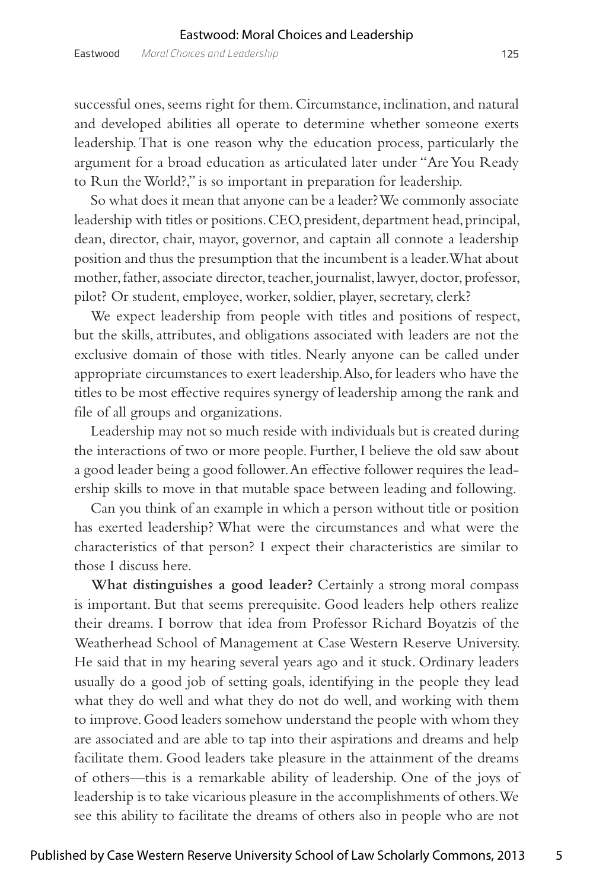successful ones, seems right for them. Circumstance, inclination, and natural and developed abilities all operate to determine whether someone exerts leadership. That is one reason why the education process, particularly the argument for a broad education as articulated later under "Are You Ready to Run the World?," is so important in preparation for leadership.

So what does it mean that anyone can be a leader? We commonly associate leadership with titles or positions. CEO, president, department head, principal, dean, director, chair, mayor, governor, and captain all connote a leadership position and thus the presumption that the incumbent is a leader. What about mother, father, associate director, teacher, journalist, lawyer, doctor, professor, pilot? Or student, employee, worker, soldier, player, secretary, clerk?

We expect leadership from people with titles and positions of respect, but the skills, attributes, and obligations associated with leaders are not the exclusive domain of those with titles. Nearly anyone can be called under appropriate circumstances to exert leadership. Also, for leaders who have the titles to be most effective requires synergy of leadership among the rank and file of all groups and organizations.

Leadership may not so much reside with individuals but is created during the interactions of two or more people. Further, I believe the old saw about a good leader being a good follower. An effective follower requires the leadership skills to move in that mutable space between leading and following.

Can you think of an example in which a person without title or position has exerted leadership? What were the circumstances and what were the characteristics of that person? I expect their characteristics are similar to those I discuss here.

**What distinguishes a good leader?** Certainly a strong moral compass is important. But that seems prerequisite. Good leaders help others realize their dreams. I borrow that idea from Professor Richard Boyatzis of the Weatherhead School of Management at Case Western Reserve University. He said that in my hearing several years ago and it stuck. Ordinary leaders usually do a good job of setting goals, identifying in the people they lead what they do well and what they do not do well, and working with them to improve. Good leaders somehow understand the people with whom they are associated and are able to tap into their aspirations and dreams and help facilitate them. Good leaders take pleasure in the attainment of the dreams of others—this is a remarkable ability of leadership. One of the joys of leadership is to take vicarious pleasure in the accomplishments of others. We see this ability to facilitate the dreams of others also in people who are not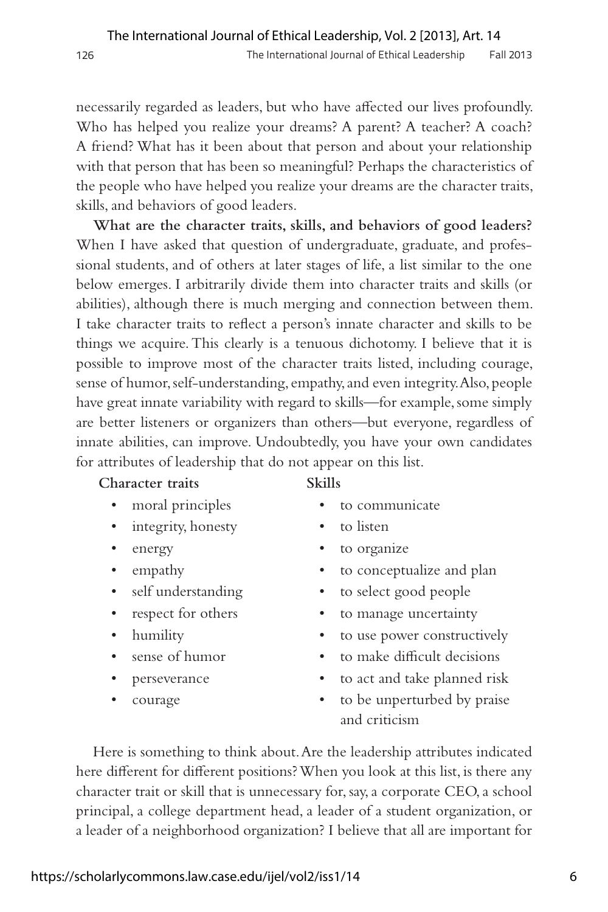necessarily regarded as leaders, but who have affected our lives profoundly. Who has helped you realize your dreams? A parent? A teacher? A coach? A friend? What has it been about that person and about your relationship with that person that has been so meaningful? Perhaps the characteristics of the people who have helped you realize your dreams are the character traits, skills, and behaviors of good leaders.

**What are the character traits, skills, and behaviors of good leaders?** When I have asked that question of undergraduate, graduate, and professional students, and of others at later stages of life, a list similar to the one below emerges. I arbitrarily divide them into character traits and skills (or abilities), although there is much merging and connection between them. I take character traits to reflect a person's innate character and skills to be things we acquire. This clearly is a tenuous dichotomy. I believe that it is possible to improve most of the character traits listed, including courage, sense of humor, self-understanding, empathy, and even integrity. Also, people have great innate variability with regard to skills—for example, some simply are better listeners or organizers than others—but everyone, regardless of innate abilities, can improve. Undoubtedly, you have your own candidates for attributes of leadership that do not appear on this list.

**Character traits**

- moral principles
- integrity, honesty
- energy
- empathy
- self understanding
- respect for others
- humility
- sense of humor
- perseverance
- courage

**Skills**

- to communicate
- to listen
- to organize
- to conceptualize and plan
- to select good people
- to manage uncertainty
- to use power constructively
- to make difficult decisions
- to act and take planned risk
- to be unperturbed by praise and criticism

Here is something to think about. Are the leadership attributes indicated here different for different positions? When you look at this list, is there any character trait or skill that is unnecessary for, say, a corporate CEO, a school principal, a college department head, a leader of a student organization, or a leader of a neighborhood organization? I believe that all are important for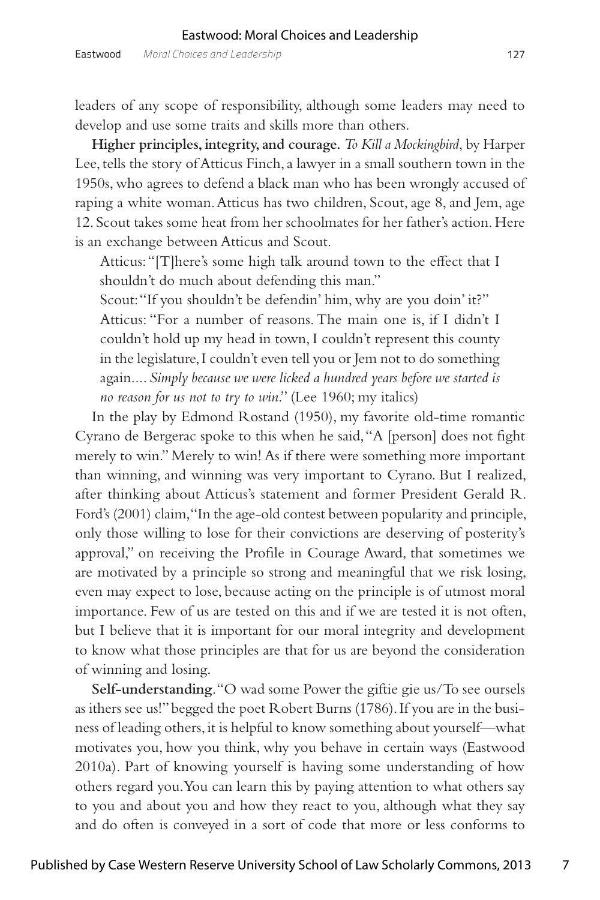leaders of any scope of responsibility, although some leaders may need to develop and use some traits and skills more than others.

**Higher principles, integrity, and courage.** *To Kill a Mockingbird*, by Harper Lee, tells the story of Atticus Finch, a lawyer in a small southern town in the 1950s, who agrees to defend a black man who has been wrongly accused of raping a white woman. Atticus has two children, Scout, age 8, and Jem, age 12. Scout takes some heat from her schoolmates for her father's action. Here is an exchange between Atticus and Scout.

> Atticus: "[T]here's some high talk around town to the effect that I shouldn't do much about defending this man."
>
> Scout: "If you shouldn't be defendin' him, why are you doin' it?"
>
> Atticus: "For a number of reasons. The main one is, if I didn't I couldn't hold up my head in town, I couldn't represent this county in the legislature, I couldn't even tell you or Jem not to do something again.... *Simply because we were licked a hundred years before we started is no reason for us not to try to win*." (Lee 1960; my italics)

In the play by Edmond Rostand (1950), my favorite old-time romantic Cyrano de Bergerac spoke to this when he said, "A [person] does not fight merely to win." Merely to win! As if there were something more important than winning, and winning was very important to Cyrano. But I realized, after thinking about Atticus's statement and former President Gerald R. Ford's (2001) claim, "In the age-old contest between popularity and principle, only those willing to lose for their convictions are deserving of posterity's approval," on receiving the Profile in Courage Award, that sometimes we are motivated by a principle so strong and meaningful that we risk losing, even may expect to lose, because acting on the principle is of utmost moral importance. Few of us are tested on this and if we are tested it is not often, but I believe that it is important for our moral integrity and development to know what those principles are that for us are beyond the consideration of winning and losing.

**Self-understanding**. "O wad some Power the giftie gie us/To see oursels as ithers see us!" begged the poet Robert Burns (1786). If you are in the business of leading others, it is helpful to know something about yourself—what motivates you, how you think, why you behave in certain ways (Eastwood 2010a). Part of knowing yourself is having some understanding of how others regard you. You can learn this by paying attention to what others say to you and about you and how they react to you, although what they say and do often is conveyed in a sort of code that more or less conforms to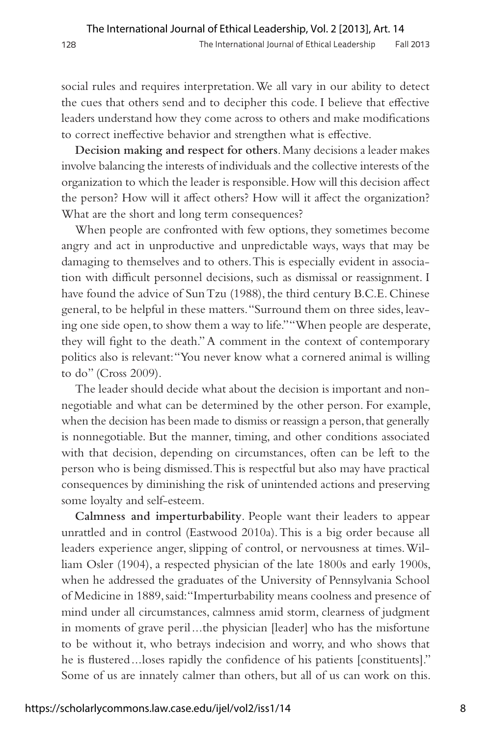social rules and requires interpretation. We all vary in our ability to detect the cues that others send and to decipher this code. I believe that effective leaders understand how they come across to others and make modifications to correct ineffective behavior and strengthen what is effective.

**Decision making and respect for others**. Many decisions a leader makes involve balancing the interests of individuals and the collective interests of the organization to which the leader is responsible. How will this decision affect the person? How will it affect others? How will it affect the organization? What are the short and long term consequences?

When people are confronted with few options, they sometimes become angry and act in unproductive and unpredictable ways, ways that may be damaging to themselves and to others. This is especially evident in association with difficult personnel decisions, such as dismissal or reassignment. I have found the advice of Sun Tzu (1988), the third century B.C.E. Chinese general, to be helpful in these matters. "Surround them on three sides, leaving one side open, to show them a way to life." "When people are desperate, they will fight to the death." A comment in the context of contemporary politics also is relevant: "You never know what a cornered animal is willing to do" (Cross 2009).

The leader should decide what about the decision is important and nonnegotiable and what can be determined by the other person. For example, when the decision has been made to dismiss or reassign a person, that generally is nonnegotiable. But the manner, timing, and other conditions associated with that decision, depending on circumstances, often can be left to the person who is being dismissed. This is respectful but also may have practical consequences by diminishing the risk of unintended actions and preserving some loyalty and self-esteem.

**Calmness and imperturbability**. People want their leaders to appear unrattled and in control (Eastwood 2010a). This is a big order because all leaders experience anger, slipping of control, or nervousness at times. William Osler (1904), a respected physician of the late 1800s and early 1900s, when he addressed the graduates of the University of Pennsylvania School of Medicine in 1889, said: "Imperturbability means coolness and presence of mind under all circumstances, calmness amid storm, clearness of judgment in moments of grave peril…the physician [leader] who has the misfortune to be without it, who betrays indecision and worry, and who shows that he is flustered…loses rapidly the confidence of his patients [constituents]." Some of us are innately calmer than others, but all of us can work on this.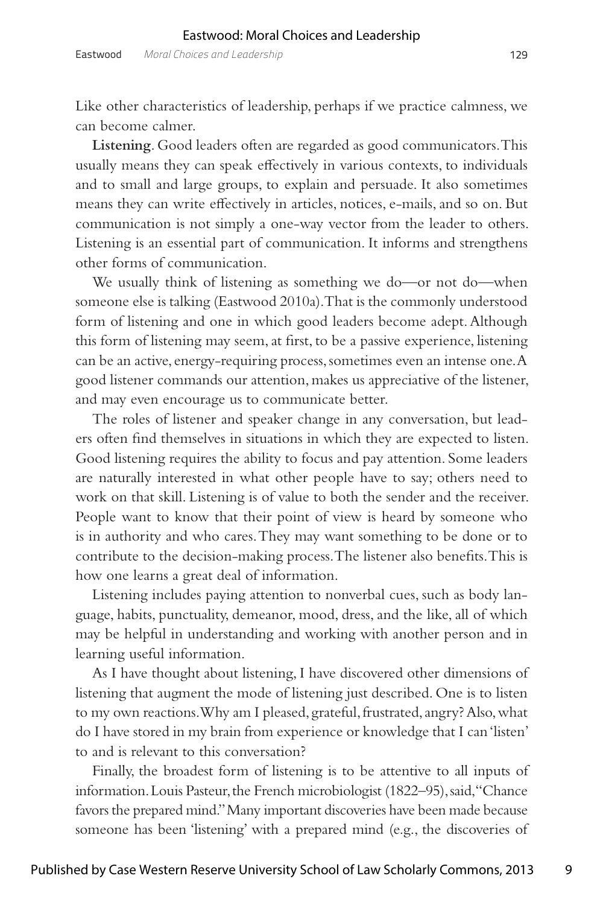Like other characteristics of leadership, perhaps if we practice calmness, we can become calmer.

**Listening**. Good leaders often are regarded as good communicators. This usually means they can speak effectively in various contexts, to individuals and to small and large groups, to explain and persuade. It also sometimes means they can write effectively in articles, notices, e-mails, and so on. But communication is not simply a one-way vector from the leader to others. Listening is an essential part of communication. It informs and strengthens other forms of communication.

We usually think of listening as something we do—or not do—when someone else is talking (Eastwood 2010a). That is the commonly understood form of listening and one in which good leaders become adept. Although this form of listening may seem, at first, to be a passive experience, listening can be an active, energy-requiring process, sometimes even an intense one. A good listener commands our attention, makes us appreciative of the listener, and may even encourage us to communicate better.

The roles of listener and speaker change in any conversation, but leaders often find themselves in situations in which they are expected to listen. Good listening requires the ability to focus and pay attention. Some leaders are naturally interested in what other people have to say; others need to work on that skill. Listening is of value to both the sender and the receiver. People want to know that their point of view is heard by someone who is in authority and who cares. They may want something to be done or to contribute to the decision-making process. The listener also benefits. This is how one learns a great deal of information.

Listening includes paying attention to nonverbal cues, such as body language, habits, punctuality, demeanor, mood, dress, and the like, all of which may be helpful in understanding and working with another person and in learning useful information.

As I have thought about listening, I have discovered other dimensions of listening that augment the mode of listening just described. One is to listen to my own reactions. Why am I pleased, grateful, frustrated, angry? Also, what do I have stored in my brain from experience or knowledge that I can 'listen' to and is relevant to this conversation?

Finally, the broadest form of listening is to be attentive to all inputs of information. Louis Pasteur, the French microbiologist (1822–95), said, "Chance favors the prepared mind." Many important discoveries have been made because someone has been 'listening' with a prepared mind (e.g., the discoveries of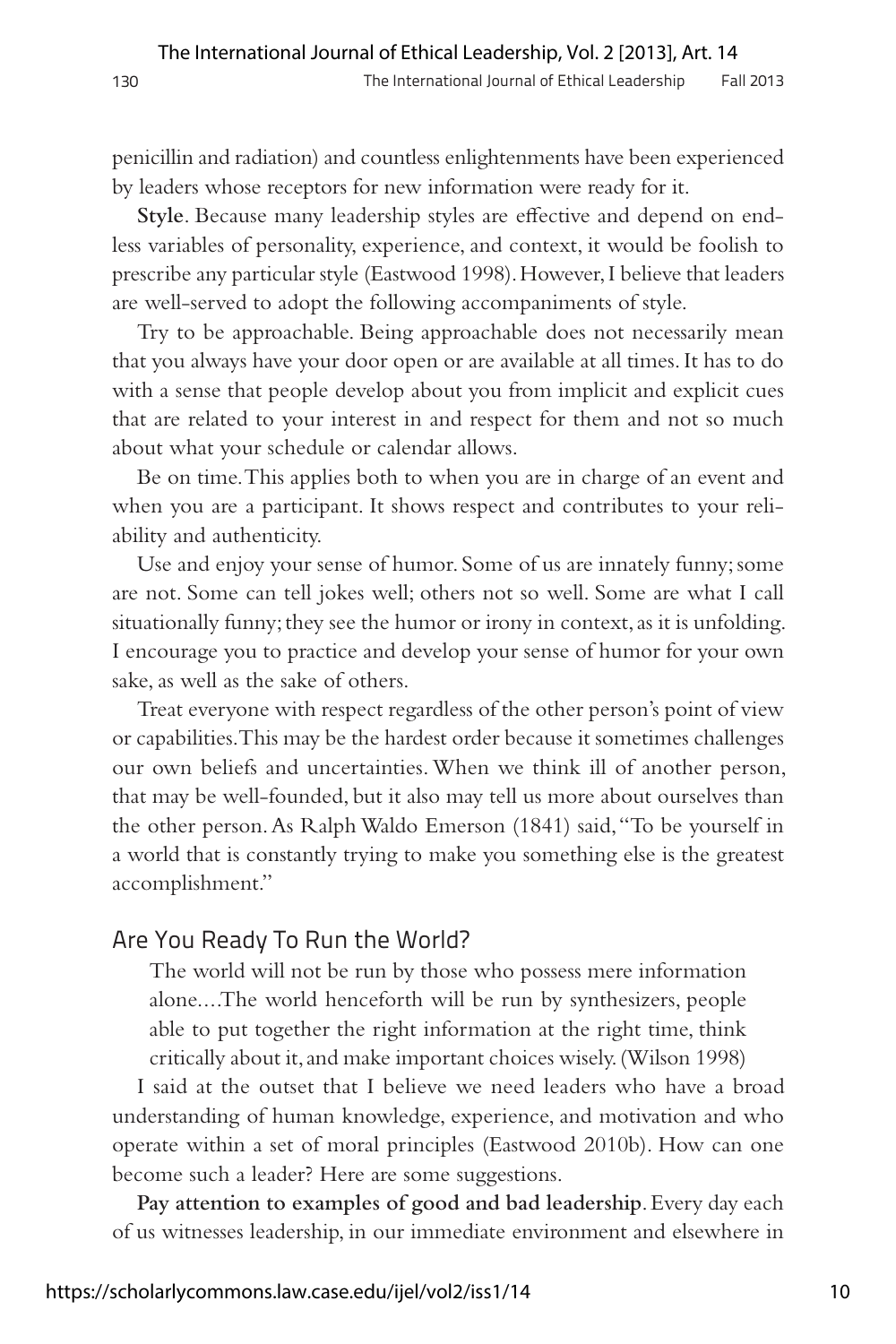penicillin and radiation) and countless enlightenments have been experienced by leaders whose receptors for new information were ready for it.

**Style**. Because many leadership styles are effective and depend on endless variables of personality, experience, and context, it would be foolish to prescribe any particular style (Eastwood 1998). However, I believe that leaders are well-served to adopt the following accompaniments of style.

Try to be approachable. Being approachable does not necessarily mean that you always have your door open or are available at all times. It has to do with a sense that people develop about you from implicit and explicit cues that are related to your interest in and respect for them and not so much about what your schedule or calendar allows.

Be on time. This applies both to when you are in charge of an event and when you are a participant. It shows respect and contributes to your reliability and authenticity.

Use and enjoy your sense of humor. Some of us are innately funny; some are not. Some can tell jokes well; others not so well. Some are what I call situationally funny; they see the humor or irony in context, as it is unfolding. I encourage you to practice and develop your sense of humor for your own sake, as well as the sake of others.

Treat everyone with respect regardless of the other person's point of view or capabilities. This may be the hardest order because it sometimes challenges our own beliefs and uncertainties. When we think ill of another person, that may be well-founded, but it also may tell us more about ourselves than the other person. As Ralph Waldo Emerson (1841) said, "To be yourself in a world that is constantly trying to make you something else is the greatest accomplishment."

## Are You Ready To Run the World?

> The world will not be run by those who possess mere information alone....The world henceforth will be run by synthesizers, people able to put together the right information at the right time, think critically about it, and make important choices wisely. (Wilson 1998)

I said at the outset that I believe we need leaders who have a broad understanding of human knowledge, experience, and motivation and who operate within a set of moral principles (Eastwood 2010b). How can one become such a leader? Here are some suggestions.

**Pay attention to examples of good and bad leadership**. Every day each of us witnesses leadership, in our immediate environment and elsewhere in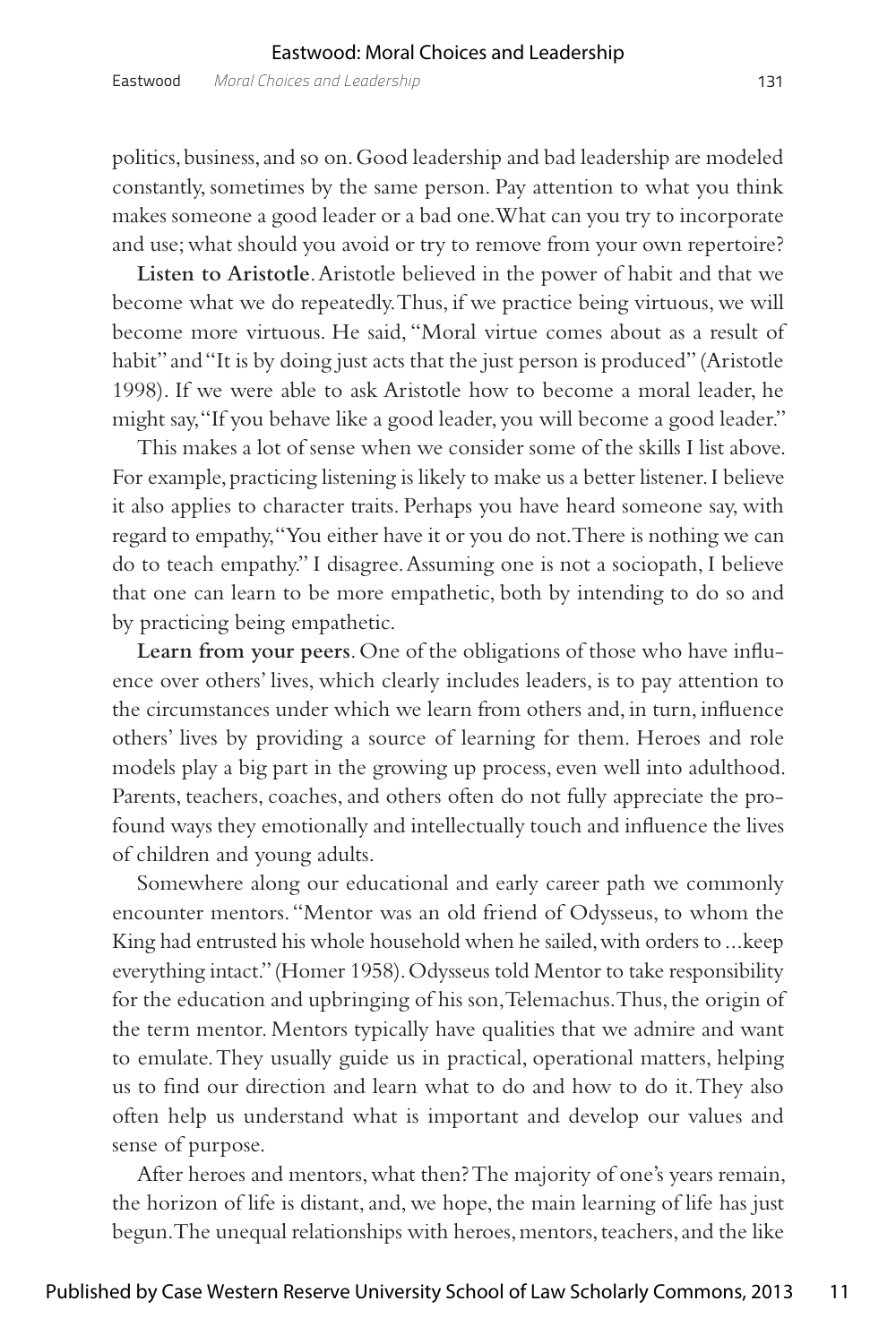politics, business, and so on. Good leadership and bad leadership are modeled constantly, sometimes by the same person. Pay attention to what you think makes someone a good leader or a bad one. What can you try to incorporate and use; what should you avoid or try to remove from your own repertoire?

**Listen to Aristotle**. Aristotle believed in the power of habit and that we become what we do repeatedly. Thus, if we practice being virtuous, we will become more virtuous. He said, "Moral virtue comes about as a result of habit" and "It is by doing just acts that the just person is produced" (Aristotle 1998). If we were able to ask Aristotle how to become a moral leader, he might say, "If you behave like a good leader, you will become a good leader."

This makes a lot of sense when we consider some of the skills I list above. For example, practicing listening is likely to make us a better listener. I believe it also applies to character traits. Perhaps you have heard someone say, with regard to empathy, "You either have it or you do not. There is nothing we can do to teach empathy." I disagree. Assuming one is not a sociopath, I believe that one can learn to be more empathetic, both by intending to do so and by practicing being empathetic.

**Learn from your peers**. One of the obligations of those who have influence over others' lives, which clearly includes leaders, is to pay attention to the circumstances under which we learn from others and, in turn, influence others' lives by providing a source of learning for them. Heroes and role models play a big part in the growing up process, even well into adulthood. Parents, teachers, coaches, and others often do not fully appreciate the profound ways they emotionally and intellectually touch and influence the lives of children and young adults.

Somewhere along our educational and early career path we commonly encounter mentors. "Mentor was an old friend of Odysseus, to whom the King had entrusted his whole household when he sailed, with orders to ... keep everything intact." (Homer 1958). Odysseus told Mentor to take responsibility for the education and upbringing of his son, Telemachus. Thus, the origin of the term mentor. Mentors typically have qualities that we admire and want to emulate. They usually guide us in practical, operational matters, helping us to find our direction and learn what to do and how to do it. They also often help us understand what is important and develop our values and sense of purpose.

After heroes and mentors, what then? The majority of one's years remain, the horizon of life is distant, and, we hope, the main learning of life has just begun. The unequal relationships with heroes, mentors, teachers, and the like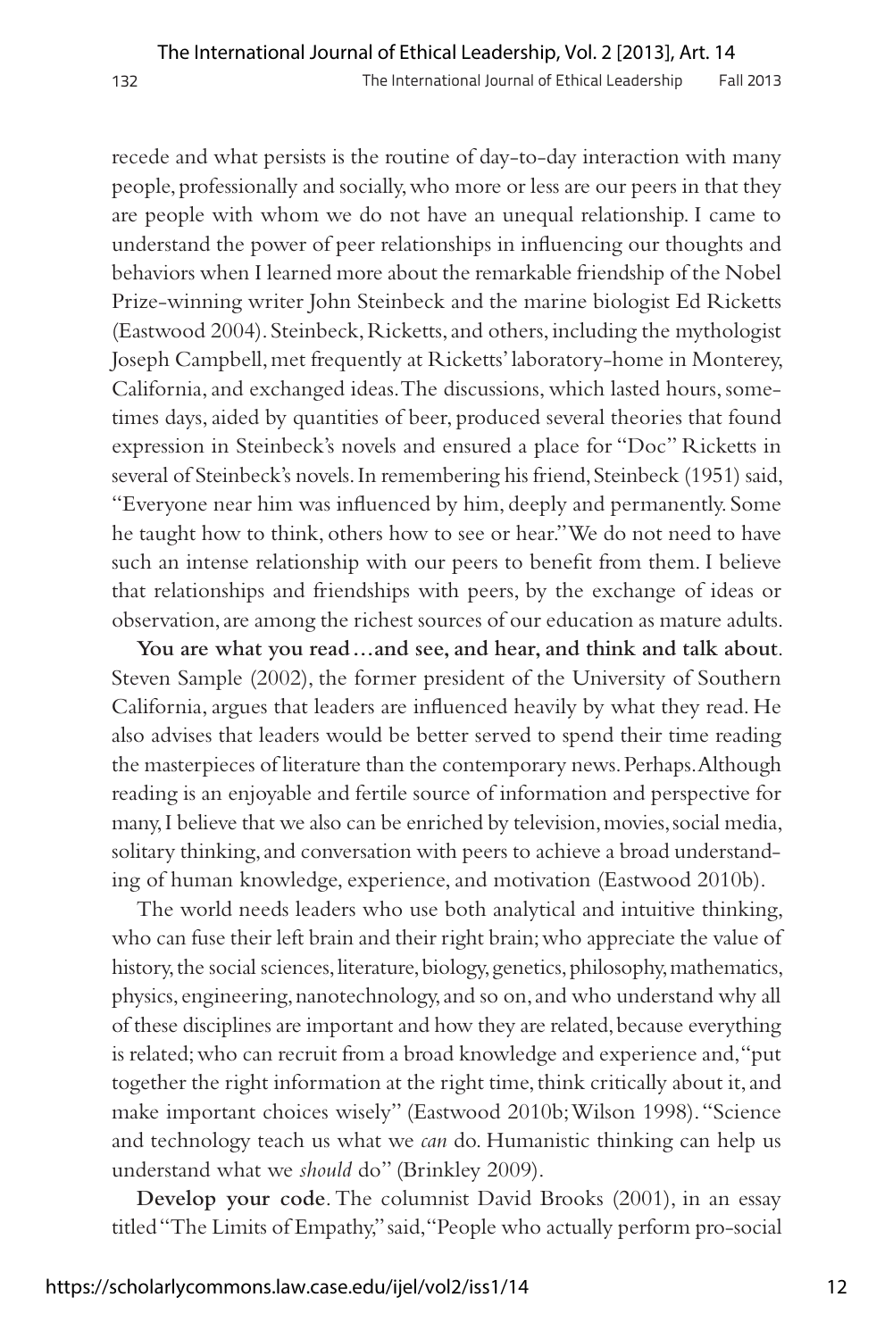recede and what persists is the routine of day-to-day interaction with many people, professionally and socially, who more or less are our peers in that they are people with whom we do not have an unequal relationship. I came to understand the power of peer relationships in influencing our thoughts and behaviors when I learned more about the remarkable friendship of the Nobel Prize-winning writer John Steinbeck and the marine biologist Ed Ricketts (Eastwood 2004). Steinbeck, Ricketts, and others, including the mythologist Joseph Campbell, met frequently at Ricketts' laboratory-home in Monterey, California, and exchanged ideas. The discussions, which lasted hours, sometimes days, aided by quantities of beer, produced several theories that found expression in Steinbeck's novels and ensured a place for "Doc" Ricketts in several of Steinbeck's novels. In remembering his friend, Steinbeck (1951) said, "Everyone near him was influenced by him, deeply and permanently. Some he taught how to think, others how to see or hear." We do not need to have such an intense relationship with our peers to benefit from them. I believe that relationships and friendships with peers, by the exchange of ideas or observation, are among the richest sources of our education as mature adults.

**You are what you read…and see, and hear, and think and talk about**. Steven Sample (2002), the former president of the University of Southern California, argues that leaders are influenced heavily by what they read. He also advises that leaders would be better served to spend their time reading the masterpieces of literature than the contemporary news. Perhaps. Although reading is an enjoyable and fertile source of information and perspective for many, I believe that we also can be enriched by television, movies, social media, solitary thinking, and conversation with peers to achieve a broad understanding of human knowledge, experience, and motivation (Eastwood 2010b).

The world needs leaders who use both analytical and intuitive thinking, who can fuse their left brain and their right brain; who appreciate the value of history, the social sciences, literature, biology, genetics, philosophy, mathematics, physics, engineering, nanotechnology, and so on, and who understand why all of these disciplines are important and how they are related, because everything is related; who can recruit from a broad knowledge and experience and, "put together the right information at the right time, think critically about it, and make important choices wisely" (Eastwood 2010b; Wilson 1998). "Science and technology teach us what we *can* do. Humanistic thinking can help us understand what we *should* do" (Brinkley 2009).

**Develop your code**. The columnist David Brooks (2001), in an essay titled "The Limits of Empathy," said, "People who actually perform pro-social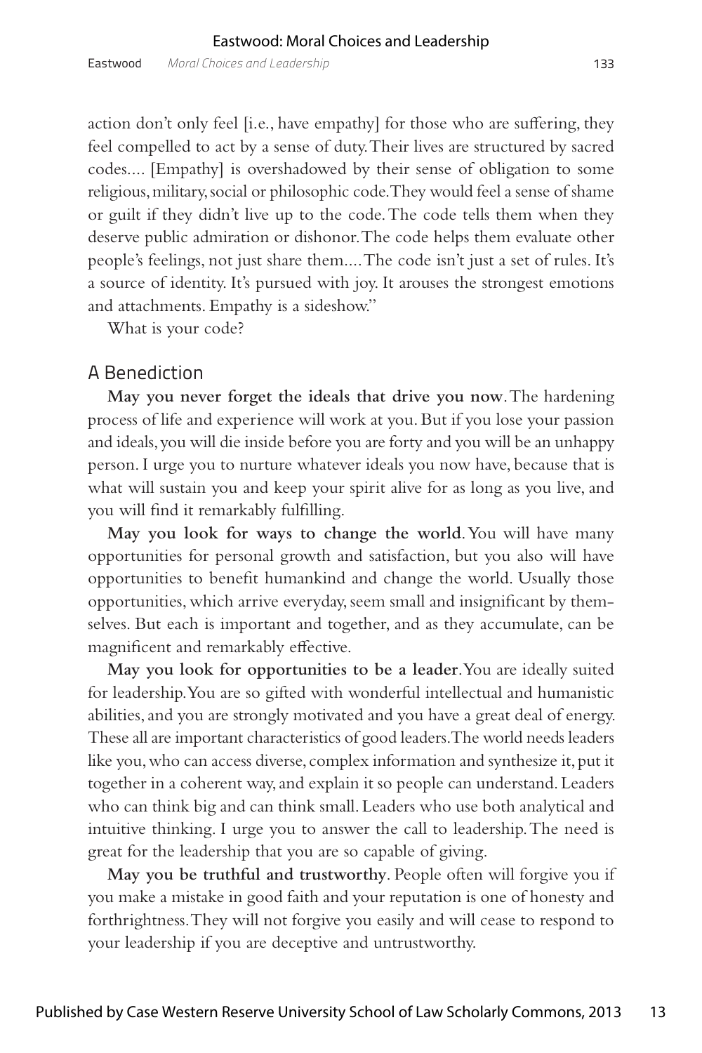action don't only feel [i.e., have empathy] for those who are suffering, they feel compelled to act by a sense of duty. Their lives are structured by sacred codes.... [Empathy] is overshadowed by their sense of obligation to some religious, military, social or philosophic code. They would feel a sense of shame or guilt if they didn't live up to the code. The code tells them when they deserve public admiration or dishonor. The code helps them evaluate other people's feelings, not just share them.... The code isn't just a set of rules. It's a source of identity. It's pursued with joy. It arouses the strongest emotions and attachments. Empathy is a sideshow."

What is your code?

## A Benediction

**May you never forget the ideals that drive you now**. The hardening process of life and experience will work at you. But if you lose your passion and ideals, you will die inside before you are forty and you will be an unhappy person. I urge you to nurture whatever ideals you now have, because that is what will sustain you and keep your spirit alive for as long as you live, and you will find it remarkably fulfilling.

**May you look for ways to change the world**. You will have many opportunities for personal growth and satisfaction, but you also will have opportunities to benefit humankind and change the world. Usually those opportunities, which arrive everyday, seem small and insignificant by themselves. But each is important and together, and as they accumulate, can be magnificent and remarkably effective.

**May you look for opportunities to be a leader**. You are ideally suited for leadership. You are so gifted with wonderful intellectual and humanistic abilities, and you are strongly motivated and you have a great deal of energy. These all are important characteristics of good leaders. The world needs leaders like you, who can access diverse, complex information and synthesize it, put it together in a coherent way, and explain it so people can understand. Leaders who can think big and can think small. Leaders who use both analytical and intuitive thinking. I urge you to answer the call to leadership. The need is great for the leadership that you are so capable of giving.

**May you be truthful and trustworthy**. People often will forgive you if you make a mistake in good faith and your reputation is one of honesty and forthrightness. They will not forgive you easily and will cease to respond to your leadership if you are deceptive and untrustworthy.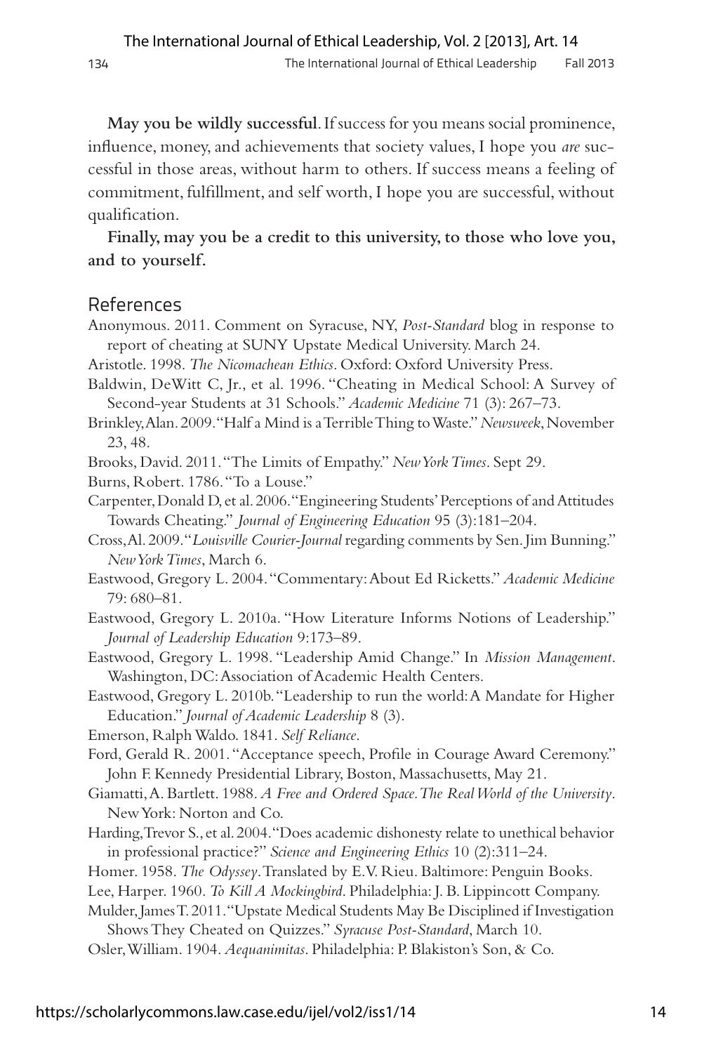**May you be wildly successful**. If success for you means social prominence, influence, money, and achievements that society values, I hope you *are* successful in those areas, without harm to others. If success means a feeling of commitment, fulfillment, and self worth, I hope you are successful, without qualification.

**Finally, may you be a credit to this university, to those who love you, and to yourself.**

## References

Anonymous. 2011. Comment on Syracuse, NY, *Post-Standard* blog in response to report of cheating at SUNY Upstate Medical University. March 24.

Aristotle. 1998. *The Nicomachean Ethics*. Oxford: Oxford University Press.

Baldwin, DeWitt C, Jr., et al. 1996. "Cheating in Medical School: A Survey of Second-year Students at 31 Schools." *Academic Medicine* 71 (3): 267–73.

Brinkley, Alan. 2009. "Half a Mind is a Terrible Thing to Waste." *Newsweek*, November 23, 48.

Brooks, David. 2011. "The Limits of Empathy." *New York Times*. Sept 29.

Burns, Robert. 1786. "To a Louse."

Carpenter, Donald D, et al. 2006. "Engineering Students' Perceptions of and Attitudes Towards Cheating." *Journal of Engineering Education* 95 (3):181–204.

Cross, Al. 2009. "*Louisville Courier-Journal* regarding comments by Sen. Jim Bunning." *New York Times*, March 6.

Eastwood, Gregory L. 2004. "Commentary: About Ed Ricketts." *Academic Medicine* 79: 680–81.

Eastwood, Gregory L. 2010a. "How Literature Informs Notions of Leadership." *Journal of Leadership Education* 9:173–89.

Eastwood, Gregory L. 1998. "Leadership Amid Change." In *Mission Management*. Washington, DC: Association of Academic Health Centers.

Eastwood, Gregory L. 2010b. "Leadership to run the world: A Mandate for Higher Education." *Journal of Academic Leadership* 8 (3).

Emerson, Ralph Waldo. 1841. *Self Reliance*.

Ford, Gerald R. 2001. "Acceptance speech, Profile in Courage Award Ceremony." John F. Kennedy Presidential Library, Boston, Massachusetts, May 21.

Giamatti, A. Bartlett. 1988. *A Free and Ordered Space. The Real World of the University*. New York: Norton and Co.

Harding, Trevor S., et al. 2004. "Does academic dishonesty relate to unethical behavior in professional practice?" *Science and Engineering Ethics* 10 (2):311–24.

Homer. 1958. *The Odyssey*. Translated by E.V. Rieu. Baltimore: Penguin Books.

Lee, Harper. 1960. *To Kill A Mockingbird*. Philadelphia: J. B. Lippincott Company.

Mulder, James T. 2011. "Upstate Medical Students May Be Disciplined if Investigation Shows They Cheated on Quizzes." *Syracuse Post-Standard*, March 10.

Osler, William. 1904. *Aequanimitas*. Philadelphia: P. Blakiston's Son, & Co.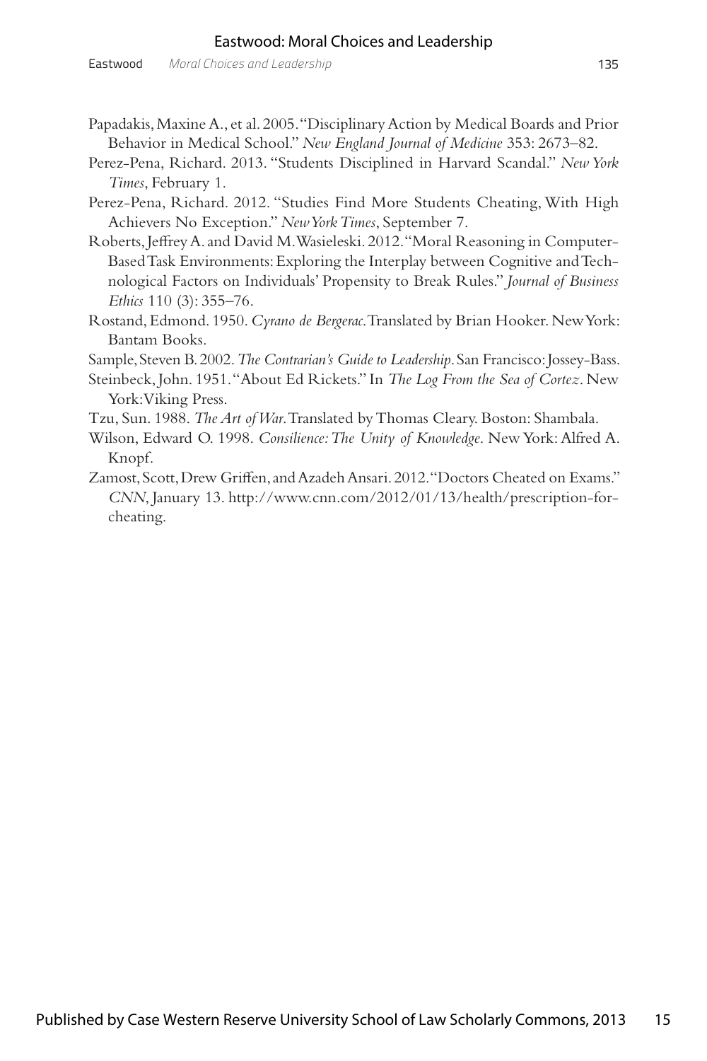Papadakis, Maxine A., et al. 2005. "Disciplinary Action by Medical Boards and Prior Behavior in Medical School." *New England Journal of Medicine* 353: 2673–82.

Perez-Pena, Richard. 2013. "Students Disciplined in Harvard Scandal." *New York Times*, February 1.

Perez-Pena, Richard. 2012. "Studies Find More Students Cheating, With High Achievers No Exception." *New York Times*, September 7.

Roberts, Jeffrey A. and David M. Wasieleski. 2012. "Moral Reasoning in Computer-Based Task Environments: Exploring the Interplay between Cognitive and Technological Factors on Individuals' Propensity to Break Rules." *Journal of Business Ethics* 110 (3): 355–76.

Rostand, Edmond. 1950. *Cyrano de Bergerac*. Translated by Brian Hooker. New York: Bantam Books.

Sample, Steven B. 2002. *The Contrarian's Guide to Leadership*. San Francisco: Jossey-Bass.

Steinbeck, John. 1951. "About Ed Rickets." In *The Log From the Sea of Cortez*. New York: Viking Press.

Tzu, Sun. 1988. *The Art of War*. Translated by Thomas Cleary. Boston: Shambala.

Wilson, Edward O. 1998. *Consilience: The Unity of Knowledge*. New York: Alfred A. Knopf.

Zamost, Scott, Drew Griffen, and Azadeh Ansari. 2012. "Doctors Cheated on Exams." *CNN*, January 13. http://www.cnn.com/2012/01/13/health/prescription-for-cheating.